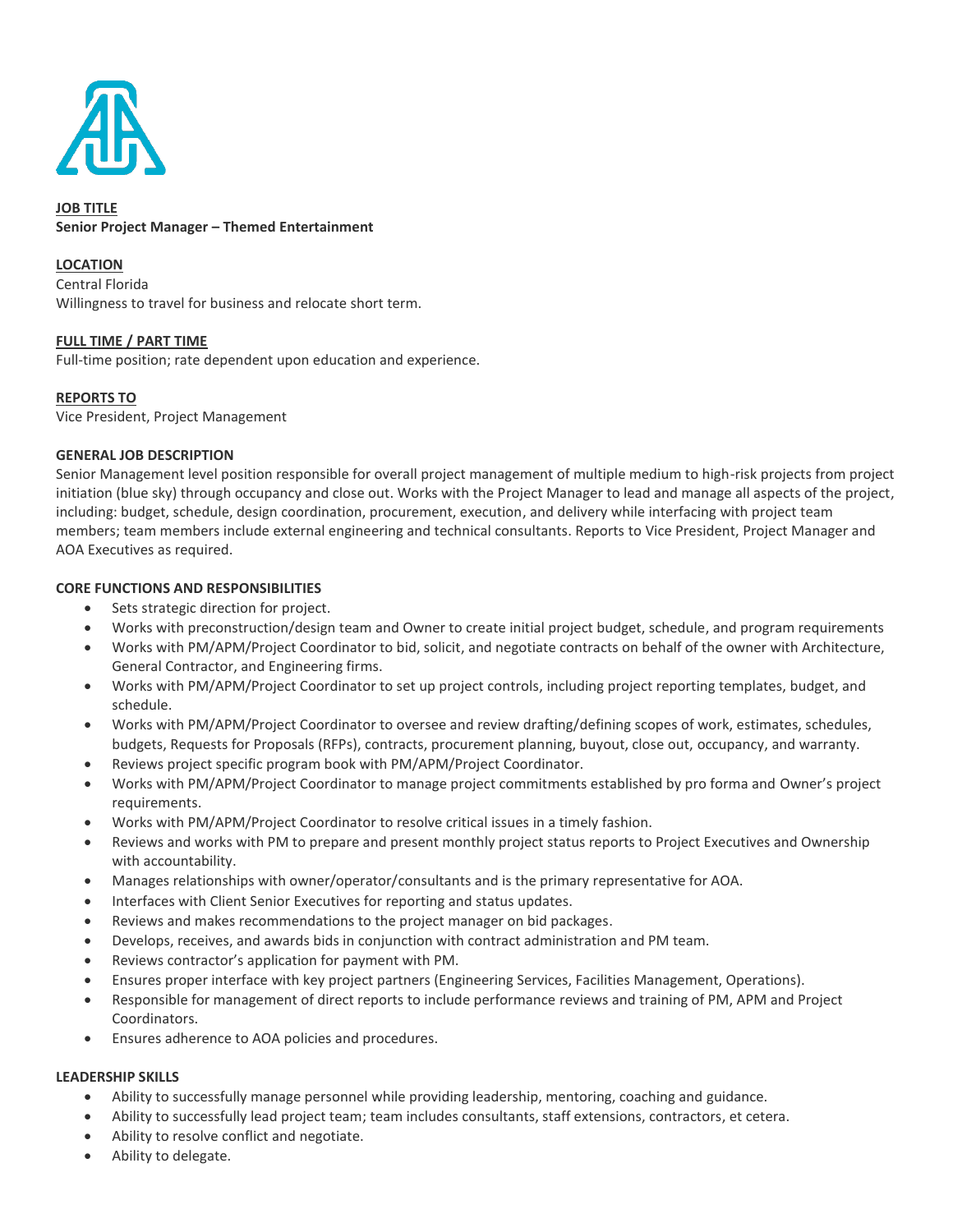**JOB TITLE**
**Senior Project Manager – Themed Entertainment**

**LOCATION**
Central Florida
Willingness to travel for business and relocate short term.

**FULL TIME / PART TIME**
Full-time position; rate dependent upon education and experience.

**REPORTS TO**
Vice President, Project Management

**GENERAL JOB DESCRIPTION**
Senior Management level position responsible for overall project management of multiple medium to high-risk projects from project initiation (blue sky) through occupancy and close out. Works with the Project Manager to lead and manage all aspects of the project, including: budget, schedule, design coordination, procurement, execution, and delivery while interfacing with project team members; team members include external engineering and technical consultants. Reports to Vice President, Project Manager and AOA Executives as required.

**CORE FUNCTIONS AND RESPONSIBILITIES**

- Sets strategic direction for project.
- Works with preconstruction/design team and Owner to create initial project budget, schedule, and program requirements
- Works with PM/APM/Project Coordinator to bid, solicit, and negotiate contracts on behalf of the owner with Architecture, General Contractor, and Engineering firms.
- Works with PM/APM/Project Coordinator to set up project controls, including project reporting templates, budget, and schedule.
- Works with PM/APM/Project Coordinator to oversee and review drafting/defining scopes of work, estimates, schedules, budgets, Requests for Proposals (RFPs), contracts, procurement planning, buyout, close out, occupancy, and warranty.
- Reviews project specific program book with PM/APM/Project Coordinator.
- Works with PM/APM/Project Coordinator to manage project commitments established by pro forma and Owner's project requirements.
- Works with PM/APM/Project Coordinator to resolve critical issues in a timely fashion.
- Reviews and works with PM to prepare and present monthly project status reports to Project Executives and Ownership with accountability.
- Manages relationships with owner/operator/consultants and is the primary representative for AOA.
- Interfaces with Client Senior Executives for reporting and status updates.
- Reviews and makes recommendations to the project manager on bid packages.
- Develops, receives, and awards bids in conjunction with contract administration and PM team.
- Reviews contractor's application for payment with PM.
- Ensures proper interface with key project partners (Engineering Services, Facilities Management, Operations).
- Responsible for management of direct reports to include performance reviews and training of PM, APM and Project Coordinators.
- Ensures adherence to AOA policies and procedures.

**LEADERSHIP SKILLS**

- Ability to successfully manage personnel while providing leadership, mentoring, coaching and guidance.
- Ability to successfully lead project team; team includes consultants, staff extensions, contractors, et cetera.
- Ability to resolve conflict and negotiate.
- Ability to delegate.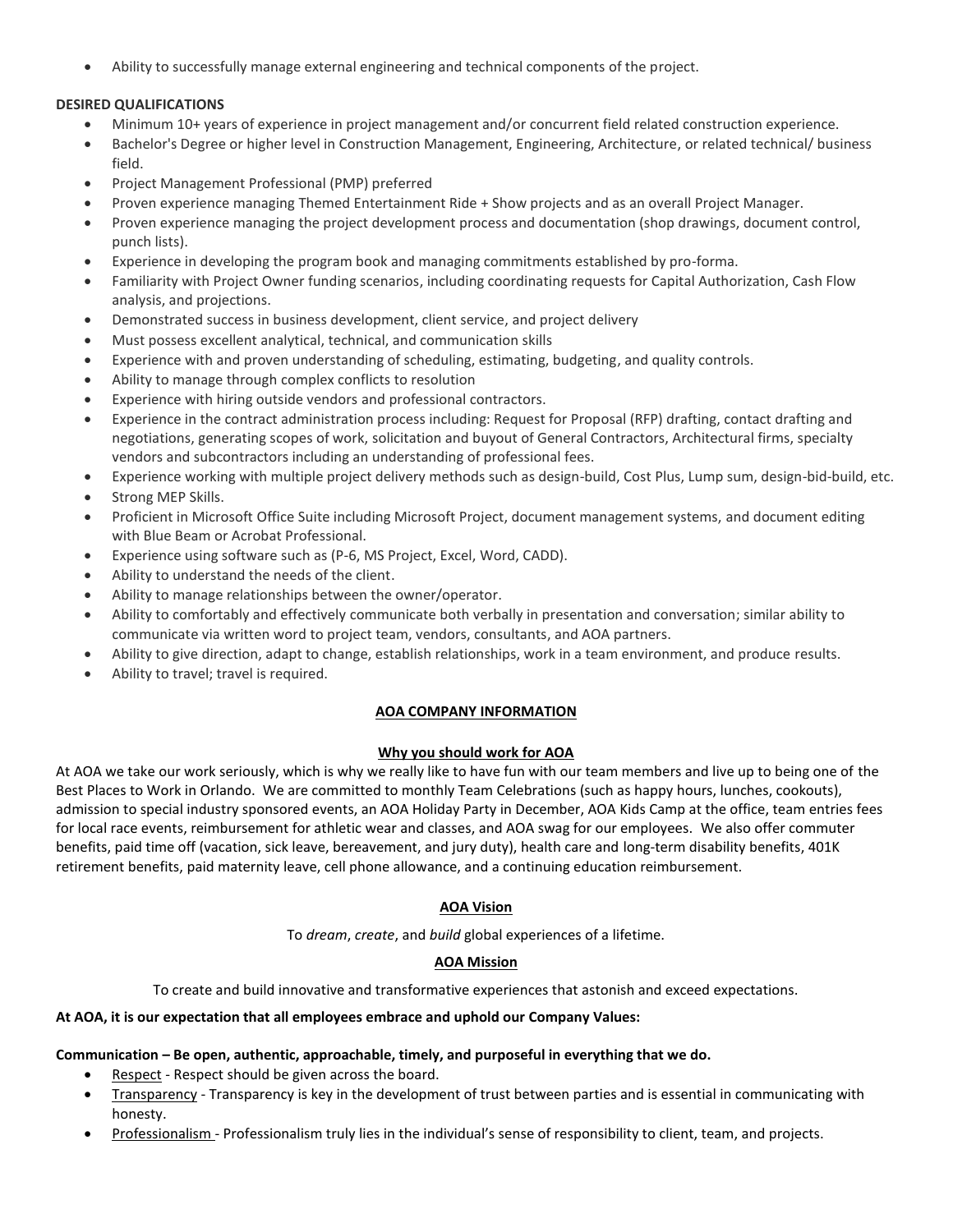- Ability to successfully manage external engineering and technical components of the project.

**DESIRED QUALIFICATIONS**

- Minimum 10+ years of experience in project management and/or concurrent field related construction experience.
- Bachelor's Degree or higher level in Construction Management, Engineering, Architecture, or related technical/ business field.
- Project Management Professional (PMP) preferred
- Proven experience managing Themed Entertainment Ride + Show projects and as an overall Project Manager.
- Proven experience managing the project development process and documentation (shop drawings, document control, punch lists).
- Experience in developing the program book and managing commitments established by pro-forma.
- Familiarity with Project Owner funding scenarios, including coordinating requests for Capital Authorization, Cash Flow analysis, and projections.
- Demonstrated success in business development, client service, and project delivery
- Must possess excellent analytical, technical, and communication skills
- Experience with and proven understanding of scheduling, estimating, budgeting, and quality controls.
- Ability to manage through complex conflicts to resolution
- Experience with hiring outside vendors and professional contractors.
- Experience in the contract administration process including: Request for Proposal (RFP) drafting, contact drafting and negotiations, generating scopes of work, solicitation and buyout of General Contractors, Architectural firms, specialty vendors and subcontractors including an understanding of professional fees.
- Experience working with multiple project delivery methods such as design-build, Cost Plus, Lump sum, design-bid-build, etc.
- Strong MEP Skills.
- Proficient in Microsoft Office Suite including Microsoft Project, document management systems, and document editing with Blue Beam or Acrobat Professional.
- Experience using software such as (P-6, MS Project, Excel, Word, CADD).
- Ability to understand the needs of the client.
- Ability to manage relationships between the owner/operator.
- Ability to comfortably and effectively communicate both verbally in presentation and conversation; similar ability to communicate via written word to project team, vendors, consultants, and AOA partners.
- Ability to give direction, adapt to change, establish relationships, work in a team environment, and produce results.
- Ability to travel; travel is required.

## AOA COMPANY INFORMATION

### Why you should work for AOA

At AOA we take our work seriously, which is why we really like to have fun with our team members and live up to being one of the Best Places to Work in Orlando. We are committed to monthly Team Celebrations (such as happy hours, lunches, cookouts), admission to special industry sponsored events, an AOA Holiday Party in December, AOA Kids Camp at the office, team entries fees for local race events, reimbursement for athletic wear and classes, and AOA swag for our employees. We also offer commuter benefits, paid time off (vacation, sick leave, bereavement, and jury duty), health care and long-term disability benefits, 401K retirement benefits, paid maternity leave, cell phone allowance, and a continuing education reimbursement.

### AOA Vision

To *dream*, *create*, and *build* global experiences of a lifetime.

### AOA Mission

To create and build innovative and transformative experiences that astonish and exceed expectations.

**At AOA, it is our expectation that all employees embrace and uphold our Company Values:**

**Communication – Be open, authentic, approachable, timely, and purposeful in everything that we do.**

- Respect - Respect should be given across the board.
- Transparency - Transparency is key in the development of trust between parties and is essential in communicating with honesty.
- Professionalism - Professionalism truly lies in the individual's sense of responsibility to client, team, and projects.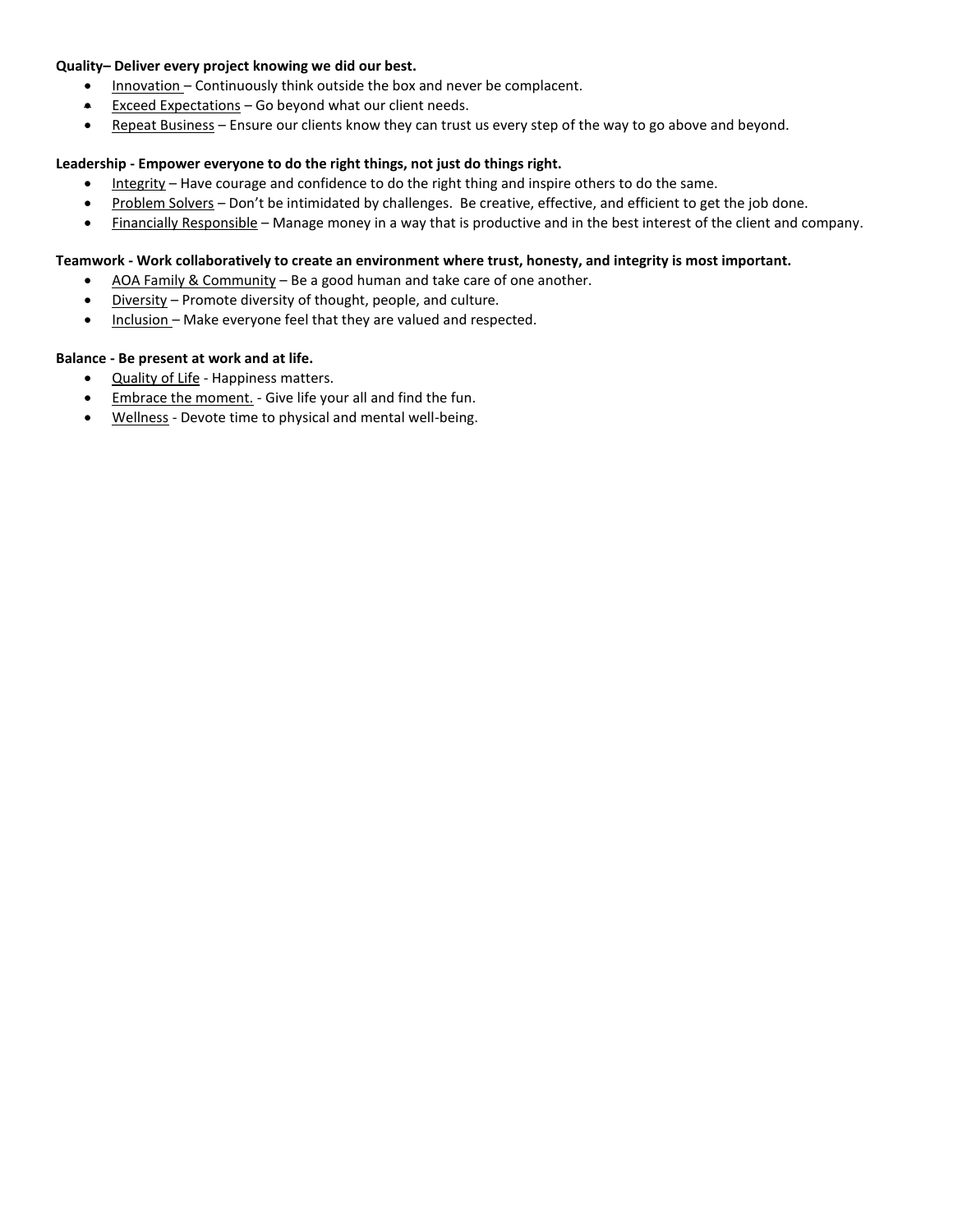**Quality– Deliver every project knowing we did our best.**

- Innovation – Continuously think outside the box and never be complacent.
- Exceed Expectations – Go beyond what our client needs.
- Repeat Business – Ensure our clients know they can trust us every step of the way to go above and beyond.

**Leadership - Empower everyone to do the right things, not just do things right.**

- Integrity – Have courage and confidence to do the right thing and inspire others to do the same.
- Problem Solvers – Don't be intimidated by challenges. Be creative, effective, and efficient to get the job done.
- Financially Responsible – Manage money in a way that is productive and in the best interest of the client and company.

**Teamwork - Work collaboratively to create an environment where trust, honesty, and integrity is most important.**

- AOA Family & Community – Be a good human and take care of one another.
- Diversity – Promote diversity of thought, people, and culture.
- Inclusion – Make everyone feel that they are valued and respected.

**Balance - Be present at work and at life.**

- Quality of Life - Happiness matters.
- Embrace the moment. - Give life your all and find the fun.
- Wellness - Devote time to physical and mental well-being.